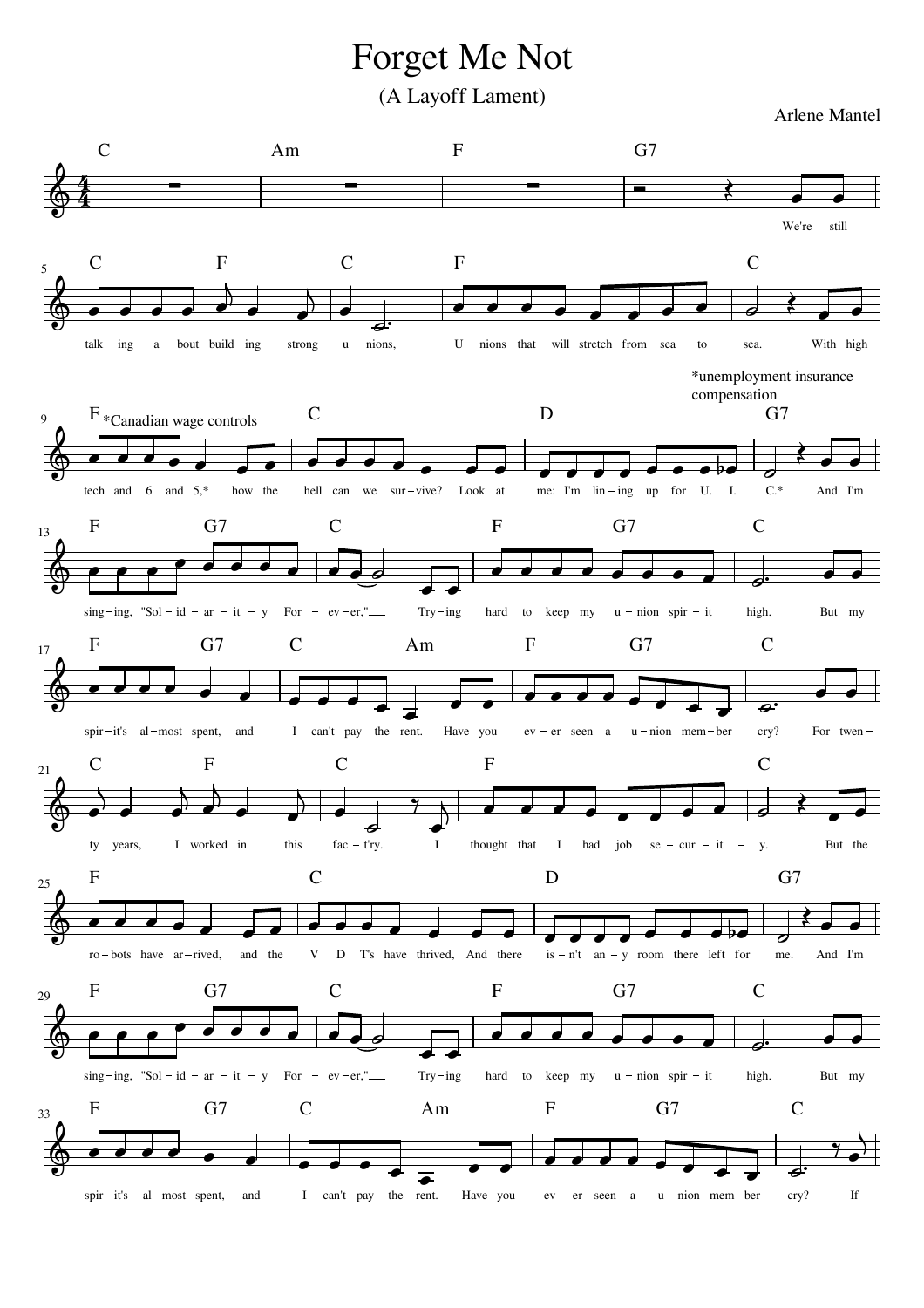# Forget Me Not

## (A Layoff Lament)

Arlene Mantel

We're still talking about building strong unions,
Unions that will stretch from sea to sea.
With high tech and 6 and 5,* how the hell can we survive?
Look at me: I'm lining up for U. I. C.*
And I'm singing, "Solidarity Forever,"
Trying hard to keep my union spirit high.
But my spirit's almost spent, and I can't pay the rent.
Have you ever seen a union member cry?

For twenty years, I worked in this fac-t'ry.
I thought that I had job security.
But the robots have arrived, and the V D T's have thrived,
And there isn't any room there left for me.
And I'm singing, "Solidarity Forever,"
Trying hard to keep my union spirit high.
But my spirit's almost spent, and I can't pay the rent.
Have you ever seen a union member cry?
If

*Canadian wage controls

*unemployment insurance compensation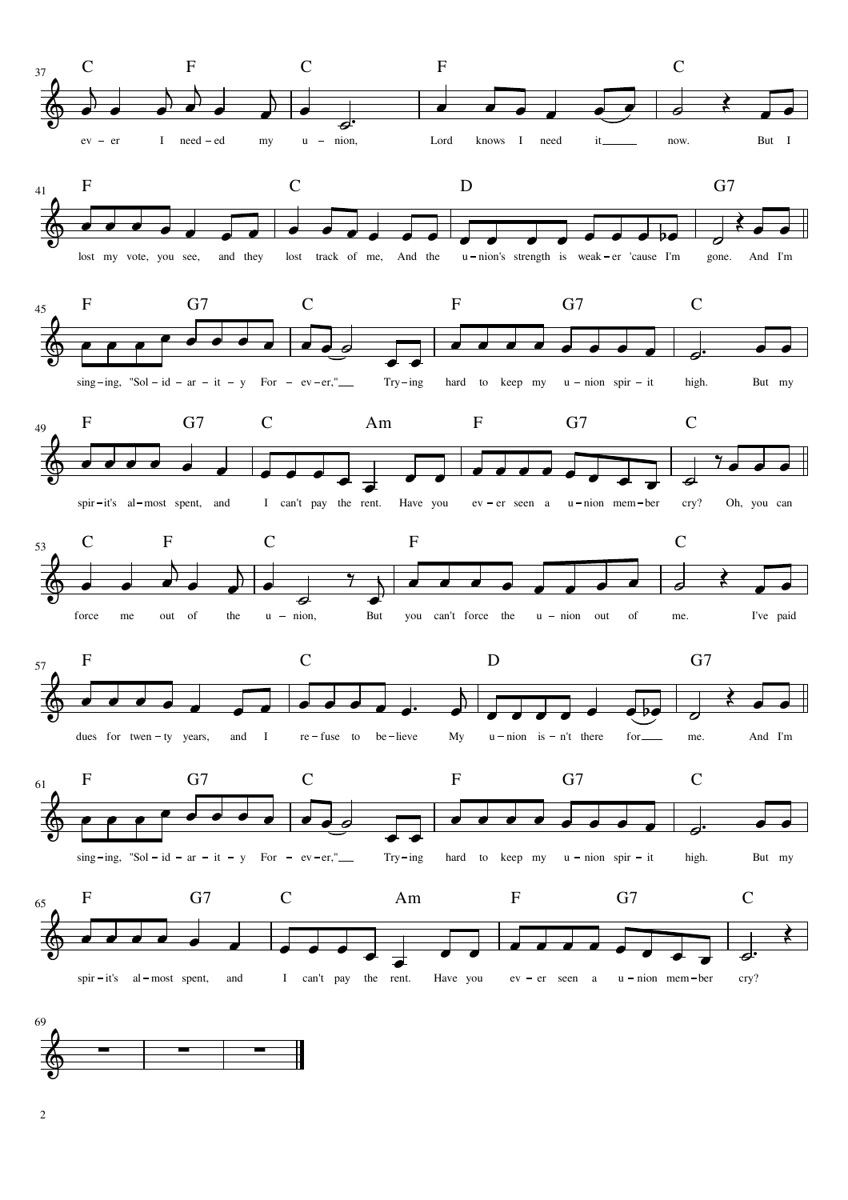C F C F C

ever I needed my union, Lord knows I need it now. But I

F C D G7

lost my vote, you see, and they lost track of me, And the union's strength is weaker 'cause I'm gone. And I'm

F G7 C F G7 C

singing, "Solidarity Forever," Trying hard to keep my union spirit high. But my

F G7 C Am F G7 C

spirit's almost spent, and I can't pay the rent. Have you ever seen a union member cry? Oh, you can

C F C F C

force me out of the union, But you can't force the union out of me. I've paid

F C D G7

dues for twenty years, and I refuse to believe My union isn't there for me. And I'm

F G7 C F G7 C

singing, "Solidarity Forever," Trying hard to keep my union spirit high. But my

F G7 C Am F G7 C

spirit's almost spent, and I can't pay the rent. Have you ever seen a union member cry?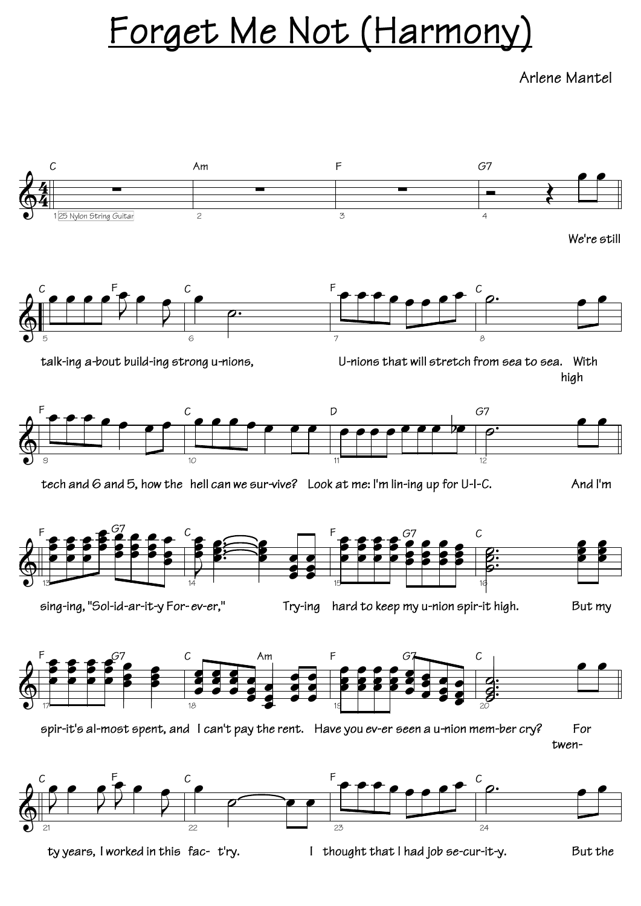# Forget Me Not (Harmony)

Arlene Mantel

25 Nylon String Guitar

C Am F G7

We're still

C F C F C

talk-ing a-bout build-ing strong u-nions, U-nions that will stretch from sea to sea. With high

F C D G7

tech and 6 and 5, how the hell can we sur-vive? Look at me: I'm lin-ing up for U-I-C. And I'm

F G7 C F G7 C

sing-ing, "Sol-id-ar-it-y For-ev-er," Try-ing hard to keep my u-nion spir-it high. But my

F G7 C Am F G7 C

spir-it's al-most spent, and I can't pay the rent. Have you ev-er seen a u-nion mem-ber cry? For twen-

C F C F C

ty years, I worked in this fac- t'ry. I thought that I had job se-cur-it-y. But the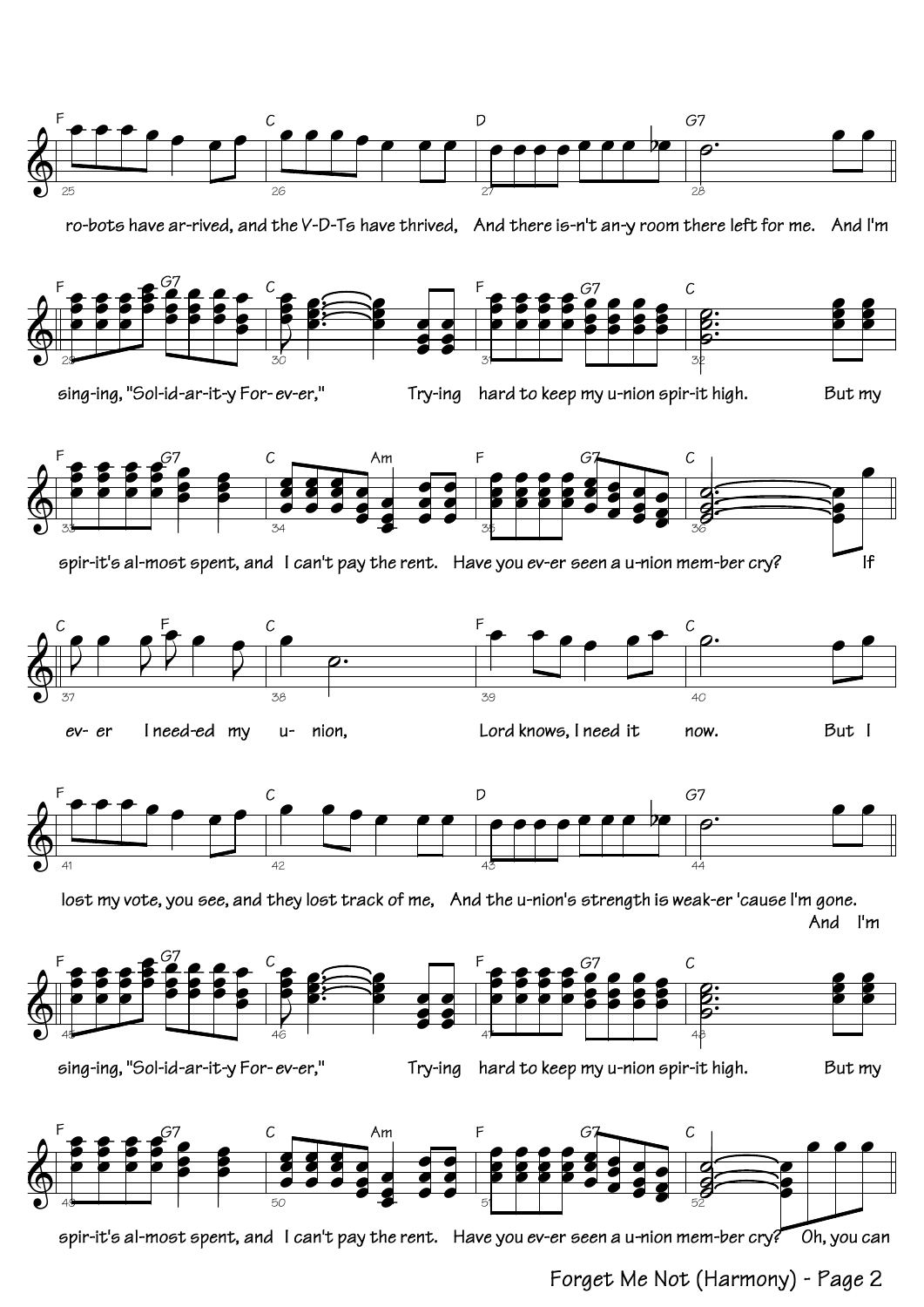F C D G7

ro-bots have ar-rived, and the V-D-Ts have thrived, And there is-n't an-y room there left for me. And I'm

F G7 C F G7 C

sing-ing, "Sol-id-ar-it-y For-ev-er," Try-ing hard to keep my u-nion spir-it high. But my

F G7 C Am F G7 C

spir-it's al-most spent, and I can't pay the rent. Have you ev-er seen a u-nion mem-ber cry? If

C F C F C

ev- er I need-ed my u- nion, Lord knows, I need it now. But I

F C D G7

lost my vote, you see, and they lost track of me, And the u-nion's strength is weak-er 'cause I'm gone. And I'm

F G7 C F G7 C

sing-ing, "Sol-id-ar-it-y For-ev-er," Try-ing hard to keep my u-nion spir-it high. But my

F G7 C Am F G7 C

spir-it's al-most spent, and I can't pay the rent. Have you ev-er seen a u-nion mem-ber cry? Oh, you can

Forget Me Not (Harmony) - Page 2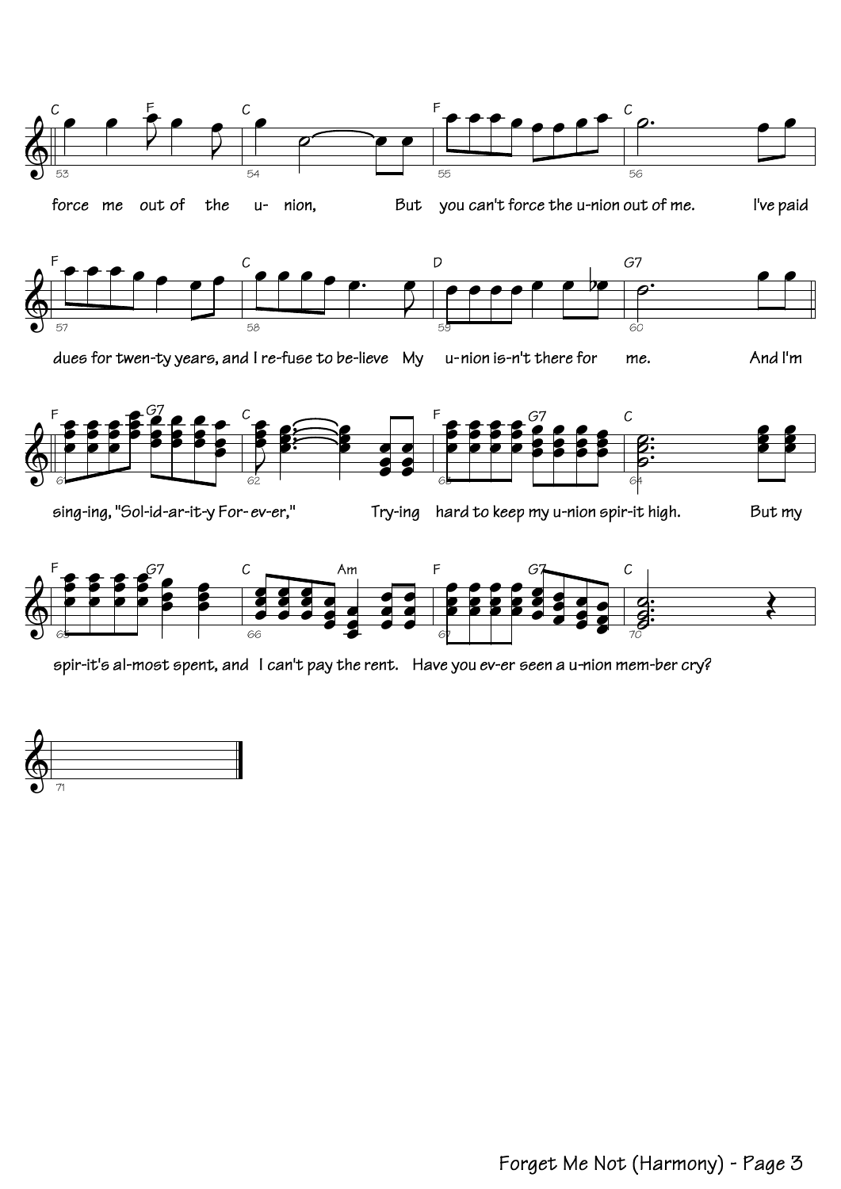force me out of the u- nion, But you can't force the u-nion out of me. I've paid

dues for twen-ty years, and I re-fuse to be-lieve My u-nion is-n't there for me. And I'm

sing-ing, "Sol-id-ar-it-y For- ev-er," Try-ing hard to keep my u-nion spir-it high. But my

spir-it's al-most spent, and I can't pay the rent. Have you ev-er seen a u-nion mem-ber cry?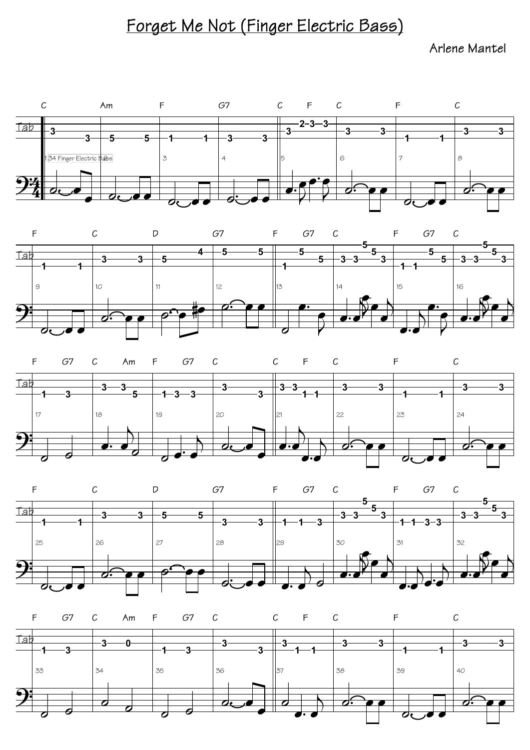# Forget Me Not (Finger Electric Bass)

Arlene Mantel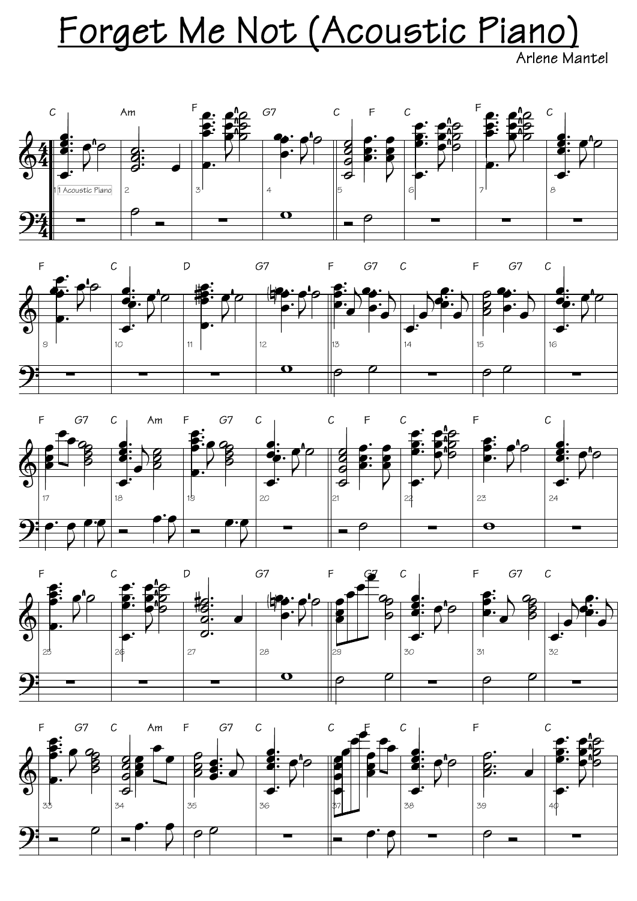# Forget Me Not (Acoustic Piano)

Arlene Mantel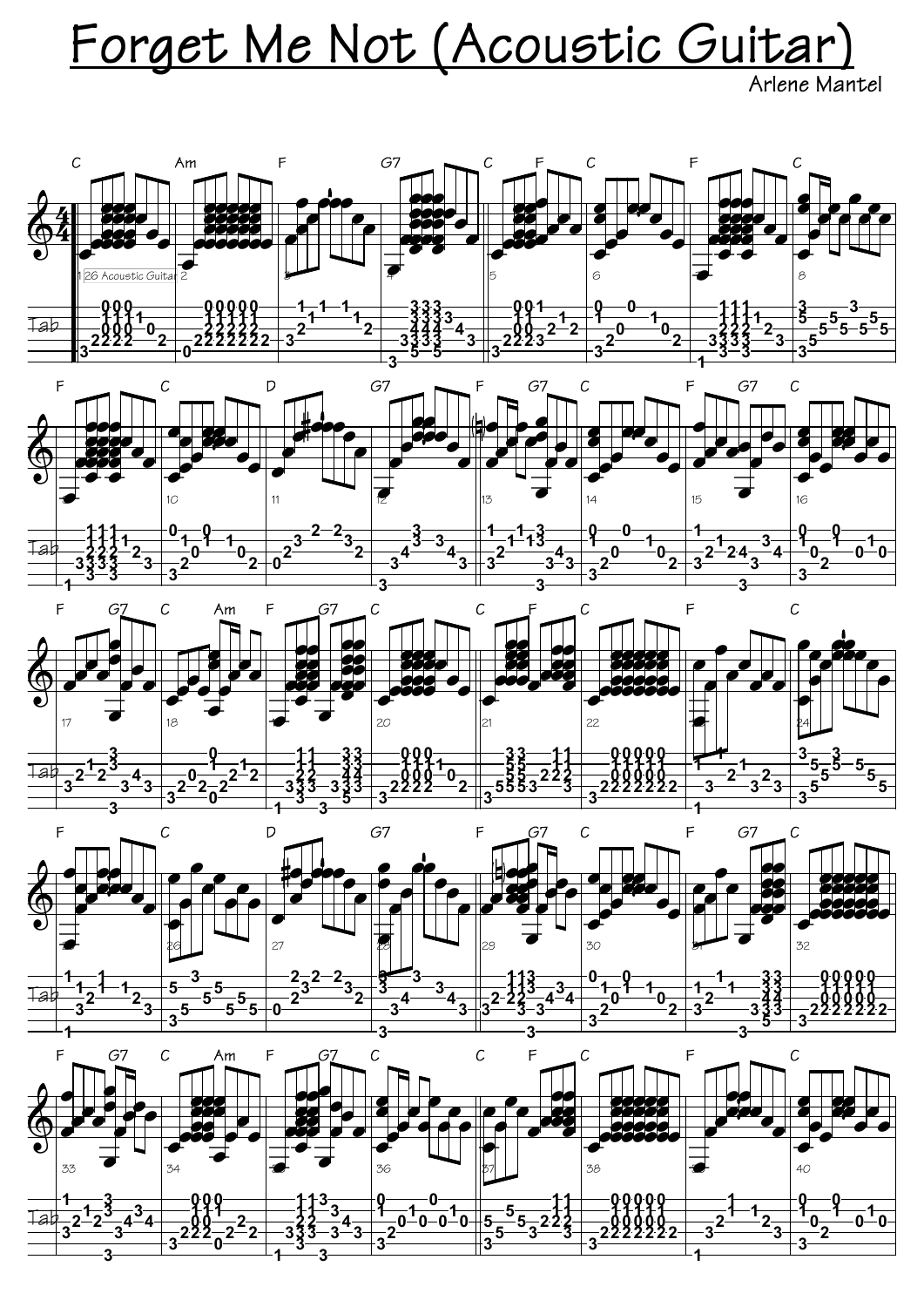# Forget Me Not (Acoustic Guitar)

Arlene Mantel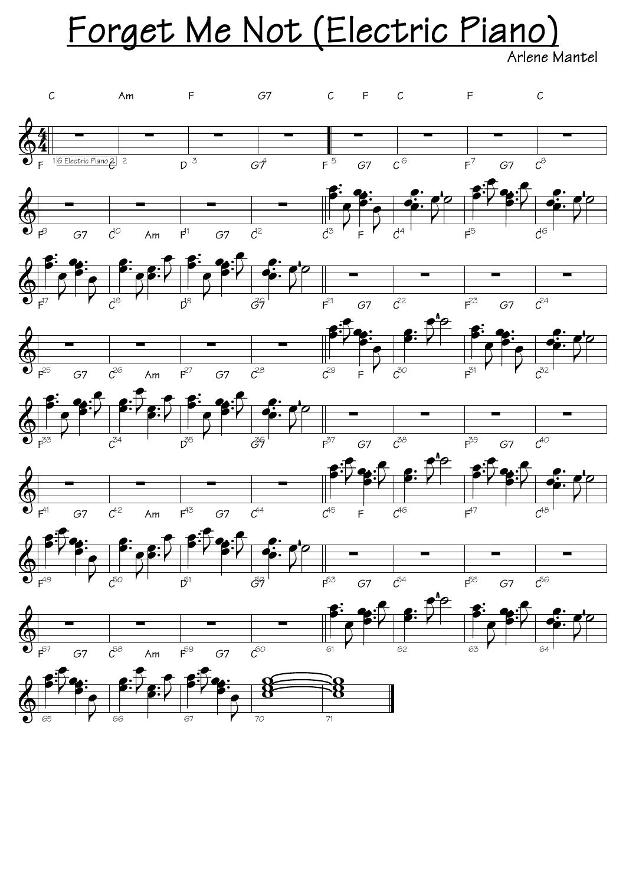# Forget Me Not (Electric Piano)

Arlene Mantel